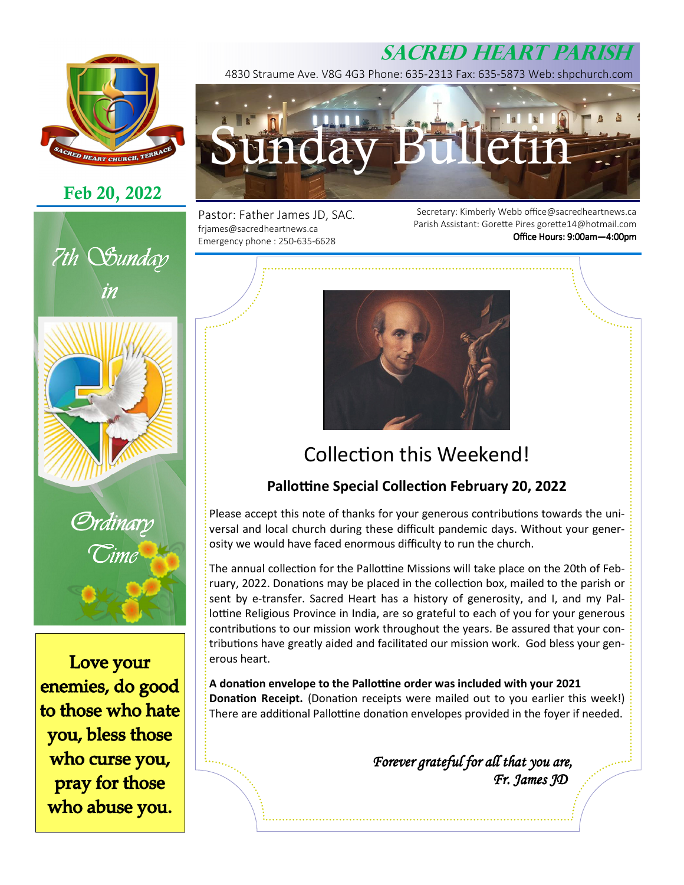# SACRED HEART PARISH

4830 Straume Ave. V8G 4G3 Phone: 635-2313 Fax: 635-5873 Web: shpchurch.com

# Sunday Bulletin

**Feb 20, 2022**

Pastor: Father James JD, SAC.
frjames@sacredheartnews.ca
Emergency phone : 250-635-6628

Secretary: Kimberly Webb office@sacredheartnews.ca
Parish Assistant: Gorette Pires gorette14@hotmail.com
**Office Hours: 9:00am—4:00pm**

*7th Sunday in Ordinary Time*

**Love your enemies, do good to those who hate you, bless those who curse you, pray for those who abuse you.**

## Collection this Weekend!

### Pallottine Special Collection February 20, 2022

Please accept this note of thanks for your generous contributions towards the universal and local church during these difficult pandemic days. Without your generosity we would have faced enormous difficulty to run the church.

The annual collection for the Pallottine Missions will take place on the 20th of February, 2022. Donations may be placed in the collection box, mailed to the parish or sent by e-transfer. Sacred Heart has a history of generosity, and I, and my Pallottine Religious Province in India, are so grateful to each of you for your generous contributions to our mission work throughout the years. Be assured that your contributions have greatly aided and facilitated our mission work. God bless your generous heart.

**A donation envelope to the Pallottine order was included with your 2021 Donation Receipt.** (Donation receipts were mailed out to you earlier this week!) There are additional Pallottine donation envelopes provided in the foyer if needed.

*Forever grateful for all that you are,*
*Fr. James JD*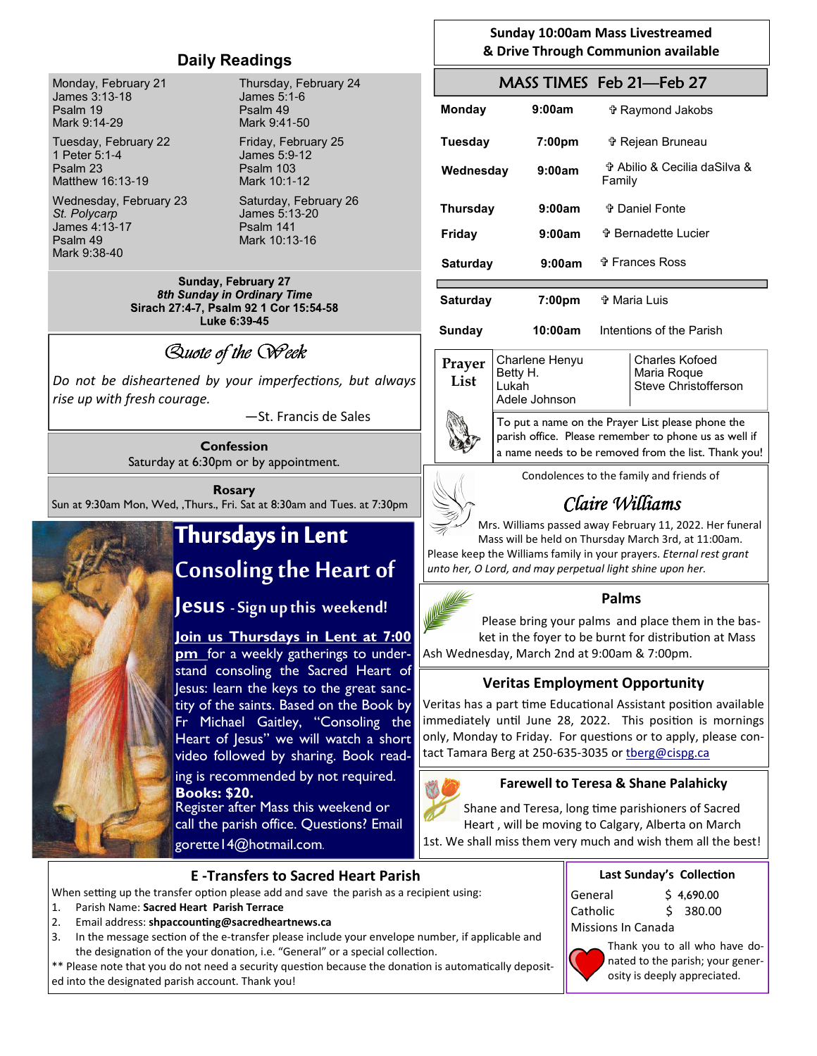## Daily Readings

Monday, February 21
James 3:13-18
Psalm 19
Mark 9:14-29

Tuesday, February 22
1 Peter 5:1-4
Psalm 23
Matthew 16:13-19

Wednesday, February 23
*St. Polycarp*
James 4:13-17
Psalm 49
Mark 9:38-40

Thursday, February 24
James 5:1-6
Psalm 49
Mark 9:41-50

Friday, February 25
James 5:9-12
Psalm 103
Mark 10:1-12

Saturday, February 26
James 5:13-20
Psalm 141
Mark 10:13-16

**Sunday, February 27**
***8th Sunday in Ordinary Time***
**Sirach 27:4-7, Psalm 92 1 Cor 15:54-58**
**Luke 6:39-45**

## Quote of the Week

*Do not be disheartened by your imperfections, but always rise up with fresh courage.*

—St. Francis de Sales

**Confession**
Saturday at 6:30pm or by appointment.

**Rosary**
Sun at 9:30am Mon, Wed, ,Thurs., Fri. Sat at 8:30am and Tues. at 7:30pm

## Thursdays in Lent Consoling the Heart of Jesus - Sign up this weekend!

**Join us Thursdays in Lent at 7:00 pm** for a weekly gatherings to understand consoling the Sacred Heart of Jesus: learn the keys to the great sanctity of the saints. Based on the Book by Fr Michael Gaitley, "Consoling the Heart of Jesus" we will watch a short video followed by sharing. Book reading is recommended by not required.
**Books: $20.**
Register after Mass this weekend or call the parish office. Questions? Email gorette14@hotmail.com.

**Sunday 10:00am Mass Livestreamed & Drive Through Communion available**

## MASS TIMES Feb 21—Feb 27

| | | |
|---|---|---|
| **Monday** | **9:00am** | ✞ Raymond Jakobs |
| **Tuesday** | **7:00pm** | ✞ Rejean Bruneau |
| **Wednesday** | **9:00am** | ✞ Abilio & Cecilia daSilva & Family |
| **Thursday** | **9:00am** | ✞ Daniel Fonte |
| **Friday** | **9:00am** | ✞ Bernadette Lucier |
| **Saturday** | **9:00am** | ✞ Frances Ross |
| **Saturday** | **7:00pm** | ✞ Maria Luis |
| **Sunday** | **10:00am** | Intentions of the Parish |

**Prayer List**

Charlene Henyu
Betty H.
Lukah
Adele Johnson
Charles Kofoed
Maria Roque
Steve Christofferson

To put a name on the Prayer List please phone the parish office. Please remember to phone us as well if a name needs to be removed from the list. Thank you!

Condolences to the family and friends of

### *Claire Williams*

Mrs. Williams passed away February 11, 2022. Her funeral Mass will be held on Thursday March 3rd, at 11:00am. Please keep the Williams family in your prayers. *Eternal rest grant unto her, O Lord, and may perpetual light shine upon her.*

### Palms

Please bring your palms and place them in the basket in the foyer to be burnt for distribution at Mass Ash Wednesday, March 2nd at 9:00am & 7:00pm.

### Veritas Employment Opportunity

Veritas has a part time Educational Assistant position available immediately until June 28, 2022. This position is mornings only, Monday to Friday. For questions or to apply, please contact Tamara Berg at 250-635-3035 or tberg@cispg.ca

### Farewell to Teresa & Shane Palahicky

Shane and Teresa, long time parishioners of Sacred Heart , will be moving to Calgary, Alberta on March 1st. We shall miss them very much and wish them all the best!

### E -Transfers to Sacred Heart Parish

When setting up the transfer option please add and save the parish as a recipient using:

1. Parish Name: **Sacred Heart Parish Terrace**
2. Email address: **shpaccounting@sacredheartnews.ca**
3. In the message section of the e-transfer please include your envelope number, if applicable and the designation of the your donation, i.e. "General" or a special collection.

** Please note that you do not need a security question because the donation is automatically deposited into the designated parish account. Thank you!

### Last Sunday's Collection

| | |
|---|---|
| General | $ 4,690.00 |
| Catholic Missions In Canada | $ 380.00 |

Thank you to all who have donated to the parish; your generosity is deeply appreciated.